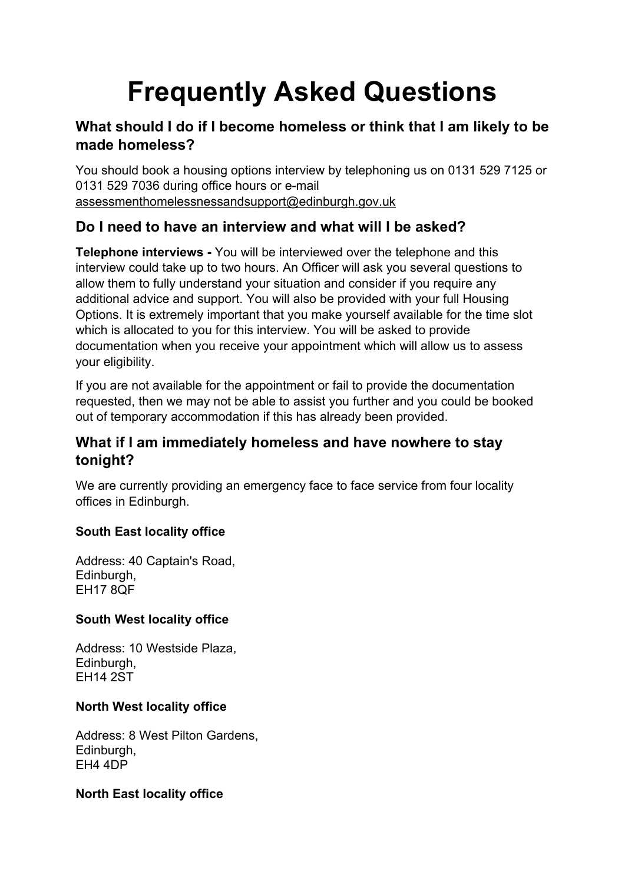# Frequently Asked Questions

## What should I do if I become homeless or think that I am likely to be made homeless?

You should book a housing options interview by telephoning us on 0131 529 7125 or 0131 529 7036 during office hours or e-mail assessmenthomelessnessandsupport@edinburgh.gov.uk

## Do I need to have an interview and what will I be asked?

**Telephone interviews -** You will be interviewed over the telephone and this interview could take up to two hours. An Officer will ask you several questions to allow them to fully understand your situation and consider if you require any additional advice and support. You will also be provided with your full Housing Options. It is extremely important that you make yourself available for the time slot which is allocated to you for this interview. You will be asked to provide documentation when you receive your appointment which will allow us to assess your eligibility.

If you are not available for the appointment or fail to provide the documentation requested, then we may not be able to assist you further and you could be booked out of temporary accommodation if this has already been provided.

## What if I am immediately homeless and have nowhere to stay tonight?

We are currently providing an emergency face to face service from four locality offices in Edinburgh.

**South East locality office**

Address: 40 Captain's Road,
Edinburgh,
EH17 8QF

**South West locality office**

Address: 10 Westside Plaza,
Edinburgh,
EH14 2ST

**North West locality office**

Address: 8 West Pilton Gardens,
Edinburgh,
EH4 4DP

**North East locality office**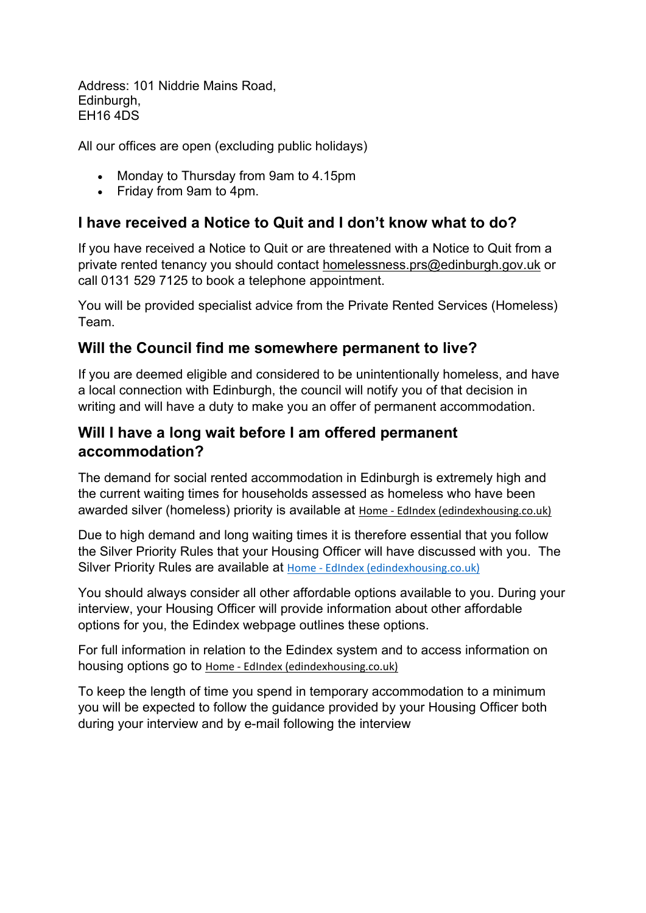Address: 101 Niddrie Mains Road,
Edinburgh,
EH16 4DS

All our offices are open (excluding public holidays)

- Monday to Thursday from 9am to 4.15pm
- Friday from 9am to 4pm.

## I have received a Notice to Quit and I don't know what to do?

If you have received a Notice to Quit or are threatened with a Notice to Quit from a private rented tenancy you should contact homelessness.prs@edinburgh.gov.uk or call 0131 529 7125 to book a telephone appointment.

You will be provided specialist advice from the Private Rented Services (Homeless) Team.

## Will the Council find me somewhere permanent to live?

If you are deemed eligible and considered to be unintentionally homeless, and have a local connection with Edinburgh, the council will notify you of that decision in writing and will have a duty to make you an offer of permanent accommodation.

## Will I have a long wait before I am offered permanent accommodation?

The demand for social rented accommodation in Edinburgh is extremely high and the current waiting times for households assessed as homeless who have been awarded silver (homeless) priority is available at Home - EdIndex (edindexhousing.co.uk)

Due to high demand and long waiting times it is therefore essential that you follow the Silver Priority Rules that your Housing Officer will have discussed with you. The Silver Priority Rules are available at Home - EdIndex (edindexhousing.co.uk)

You should always consider all other affordable options available to you. During your interview, your Housing Officer will provide information about other affordable options for you, the Edindex webpage outlines these options.

For full information in relation to the Edindex system and to access information on housing options go to Home - EdIndex (edindexhousing.co.uk)

To keep the length of time you spend in temporary accommodation to a minimum you will be expected to follow the guidance provided by your Housing Officer both during your interview and by e-mail following the interview